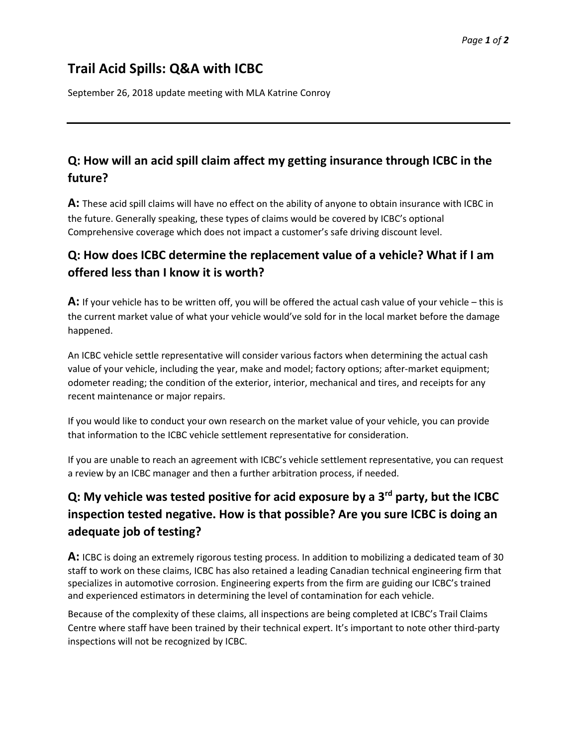# Trail Acid Spills: Q&A with ICBC

September 26, 2018 update meeting with MLA Katrine Conroy

---

## Q: How will an acid spill claim affect my getting insurance through ICBC in the future?

**A:** These acid spill claims will have no effect on the ability of anyone to obtain insurance with ICBC in the future. Generally speaking, these types of claims would be covered by ICBC's optional Comprehensive coverage which does not impact a customer's safe driving discount level.

## Q: How does ICBC determine the replacement value of a vehicle? What if I am offered less than I know it is worth?

**A:** If your vehicle has to be written off, you will be offered the actual cash value of your vehicle – this is the current market value of what your vehicle would've sold for in the local market before the damage happened.

An ICBC vehicle settle representative will consider various factors when determining the actual cash value of your vehicle, including the year, make and model; factory options; after-market equipment; odometer reading; the condition of the exterior, interior, mechanical and tires, and receipts for any recent maintenance or major repairs.

If you would like to conduct your own research on the market value of your vehicle, you can provide that information to the ICBC vehicle settlement representative for consideration.

If you are unable to reach an agreement with ICBC's vehicle settlement representative, you can request a review by an ICBC manager and then a further arbitration process, if needed.

## Q: My vehicle was tested positive for acid exposure by a 3rd party, but the ICBC inspection tested negative. How is that possible? Are you sure ICBC is doing an adequate job of testing?

**A:** ICBC is doing an extremely rigorous testing process. In addition to mobilizing a dedicated team of 30 staff to work on these claims, ICBC has also retained a leading Canadian technical engineering firm that specializes in automotive corrosion. Engineering experts from the firm are guiding our ICBC's trained and experienced estimators in determining the level of contamination for each vehicle.

Because of the complexity of these claims, all inspections are being completed at ICBC's Trail Claims Centre where staff have been trained by their technical expert. It's important to note other third-party inspections will not be recognized by ICBC.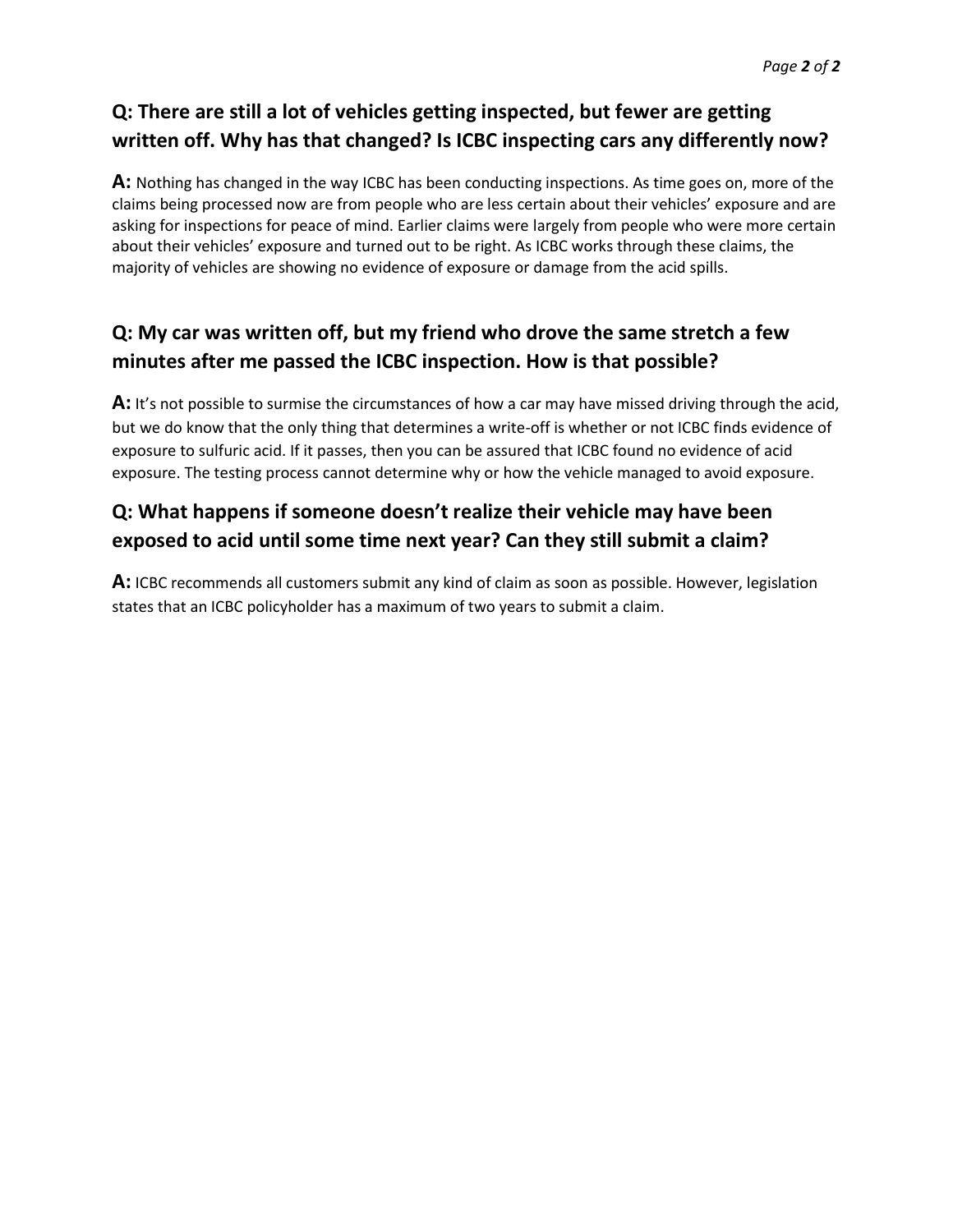### Q: There are still a lot of vehicles getting inspected, but fewer are getting written off. Why has that changed? Is ICBC inspecting cars any differently now?

**A:** Nothing has changed in the way ICBC has been conducting inspections. As time goes on, more of the claims being processed now are from people who are less certain about their vehicles' exposure and are asking for inspections for peace of mind. Earlier claims were largely from people who were more certain about their vehicles' exposure and turned out to be right. As ICBC works through these claims, the majority of vehicles are showing no evidence of exposure or damage from the acid spills.

### Q: My car was written off, but my friend who drove the same stretch a few minutes after me passed the ICBC inspection. How is that possible?

**A:** It's not possible to surmise the circumstances of how a car may have missed driving through the acid, but we do know that the only thing that determines a write-off is whether or not ICBC finds evidence of exposure to sulfuric acid. If it passes, then you can be assured that ICBC found no evidence of acid exposure. The testing process cannot determine why or how the vehicle managed to avoid exposure.

### Q: What happens if someone doesn't realize their vehicle may have been exposed to acid until some time next year? Can they still submit a claim?

**A:** ICBC recommends all customers submit any kind of claim as soon as possible. However, legislation states that an ICBC policyholder has a maximum of two years to submit a claim.